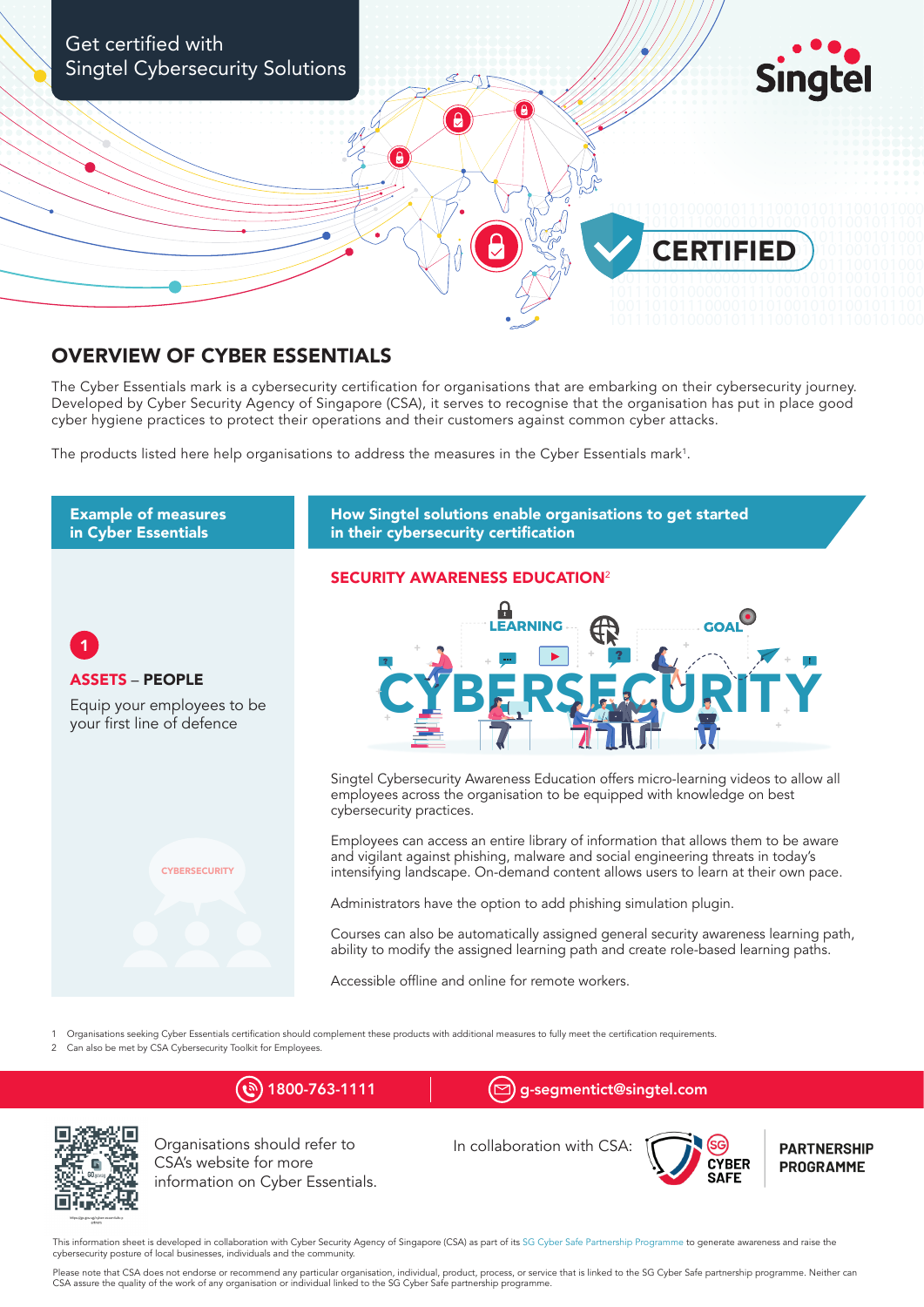Get certified with Singtel Cybersecurity Solutions

## OVERVIEW OF CYBER ESSENTIALS

The Cyber Essentials mark is a cybersecurity certification for organisations that are embarking on their cybersecurity journey. Developed by Cyber Security Agency of Singapore (CSA), it serves to recognise that the organisation has put in place good cyber hygiene practices to protect their operations and their customers against common cyber attacks.

The products listed here help organisations to address the measures in the Cyber Essentials mark[1].

| Example of measures in Cyber Essentials | How Singtel solutions enable organisations to get started in their cybersecurity certification |
|---|---|
| **1** **ASSETS – PEOPLE** Equip your employees to be your first line of defence | **SECURITY AWARENESS EDUCATION[2]** Singtel Cybersecurity Awareness Education offers micro-learning videos to allow all employees across the organisation to be equipped with knowledge on best cybersecurity practices. Employees can access an entire library of information that allows them to be aware and vigilant against phishing, malware and social engineering threats in today's intensifying landscape. On-demand content allows users to learn at their own pace. Administrators have the option to add phishing simulation plugin. Courses can also be automatically assigned general security awareness learning path, ability to modify the assigned learning path and create role-based learning paths. Accessible offline and online for remote workers. |

1 Organisations seeking Cyber Essentials certification should complement these products with additional measures to fully meet the certification requirements.
2 Can also be met by CSA Cybersecurity Toolkit for Employees.

1800-763-1111 | g-segmentict@singtel.com

Organisations should refer to CSA's website for more information on Cyber Essentials.

In collaboration with CSA: SG CYBER SAFE PARTNERSHIP PROGRAMME

This information sheet is developed in collaboration with Cyber Security Agency of Singapore (CSA) as part of its SG Cyber Safe Partnership Programme to generate awareness and raise the cybersecurity posture of local businesses, individuals and the community.

Please note that CSA does not endorse or recommend any particular organisation, individual, product, process, or service that is linked to the SG Cyber Safe partnership programme. Neither can CSA assure the quality of the work of any organisation or individual linked to the SG Cyber Safe partnership programme.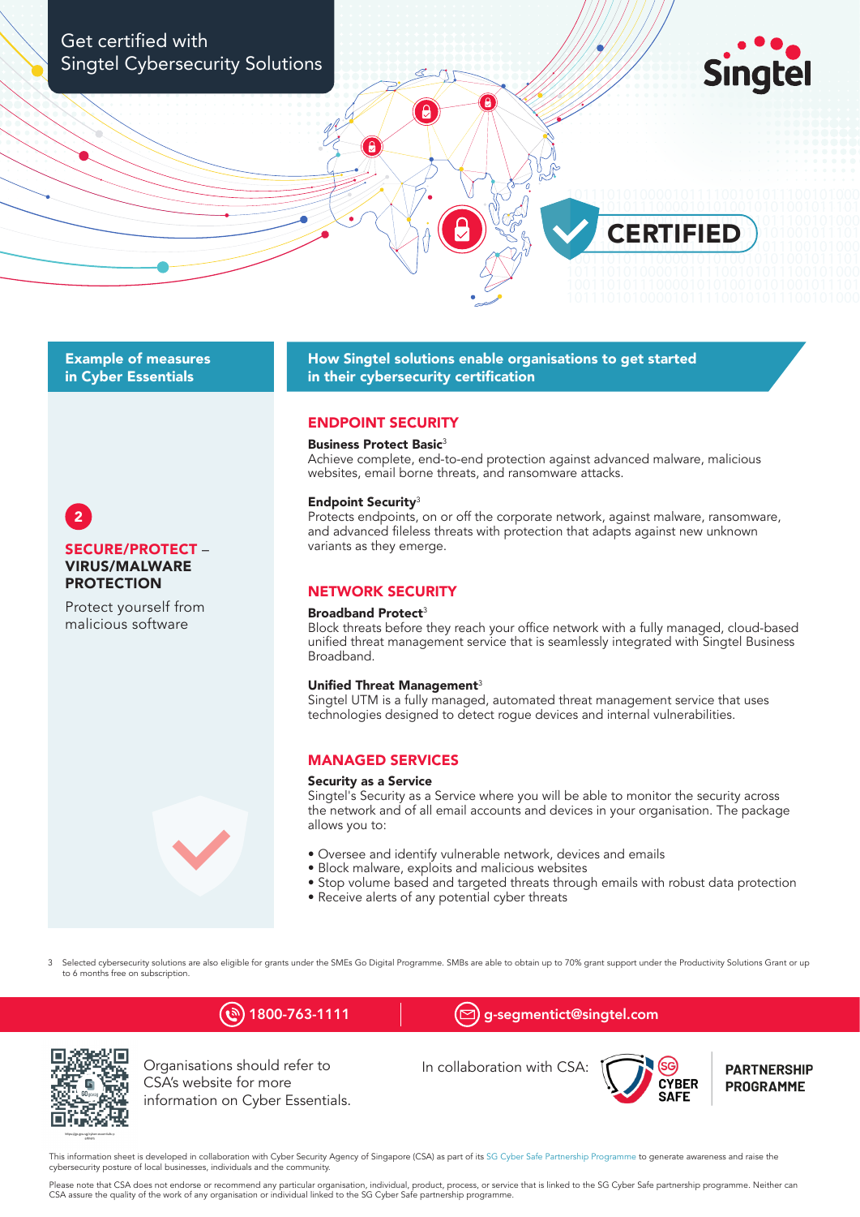# Get certified with Singtel Cybersecurity Solutions

Singtel

CERTIFIED

## Example of measures in Cyber Essentials

2

**SECURE/PROTECT – VIRUS/MALWARE PROTECTION**

Protect yourself from malicious software

## How Singtel solutions enable organisations to get started in their cybersecurity certification

### ENDPOINT SECURITY

**Business Protect Basic**[3]
Achieve complete, end-to-end protection against advanced malware, malicious websites, email borne threats, and ransomware attacks.

**Endpoint Security**[3]
Protects endpoints, on or off the corporate network, against malware, ransomware, and advanced fileless threats with protection that adapts against new unknown variants as they emerge.

### NETWORK SECURITY

**Broadband Protect**[3]
Block threats before they reach your office network with a fully managed, cloud-based unified threat management service that is seamlessly integrated with Singtel Business Broadband.

**Unified Threat Management**[3]
Singtel UTM is a fully managed, automated threat management service that uses technologies designed to detect rogue devices and internal vulnerabilities.

### MANAGED SERVICES

**Security as a Service**
Singtel's Security as a Service where you will be able to monitor the security across the network and of all email accounts and devices in your organisation. The package allows you to:

- Oversee and identify vulnerable network, devices and emails
- Block malware, exploits and malicious websites
- Stop volume based and targeted threats through emails with robust data protection
- Receive alerts of any potential cyber threats

3 Selected cybersecurity solutions are also eligible for grants under the SMEs Go Digital Programme. SMBs are able to obtain up to 70% grant support under the Productivity Solutions Grant or up to 6 months free on subscription.

1800-763-1111 | g-segmentict@singtel.com

Organisations should refer to CSA's website for more information on Cyber Essentials.

In collaboration with CSA: SG CYBER SAFE PARTNERSHIP PROGRAMME

This information sheet is developed in collaboration with Cyber Security Agency of Singapore (CSA) as part of its SG Cyber Safe Partnership Programme to generate awareness and raise the cybersecurity posture of local businesses, individuals and the community.

Please note that CSA does not endorse or recommend any particular organisation, individual, product, process, or service that is linked to the SG Cyber Safe partnership programme. Neither can CSA assure the quality of the work of any organisation or individual linked to the SG Cyber Safe partnership programme.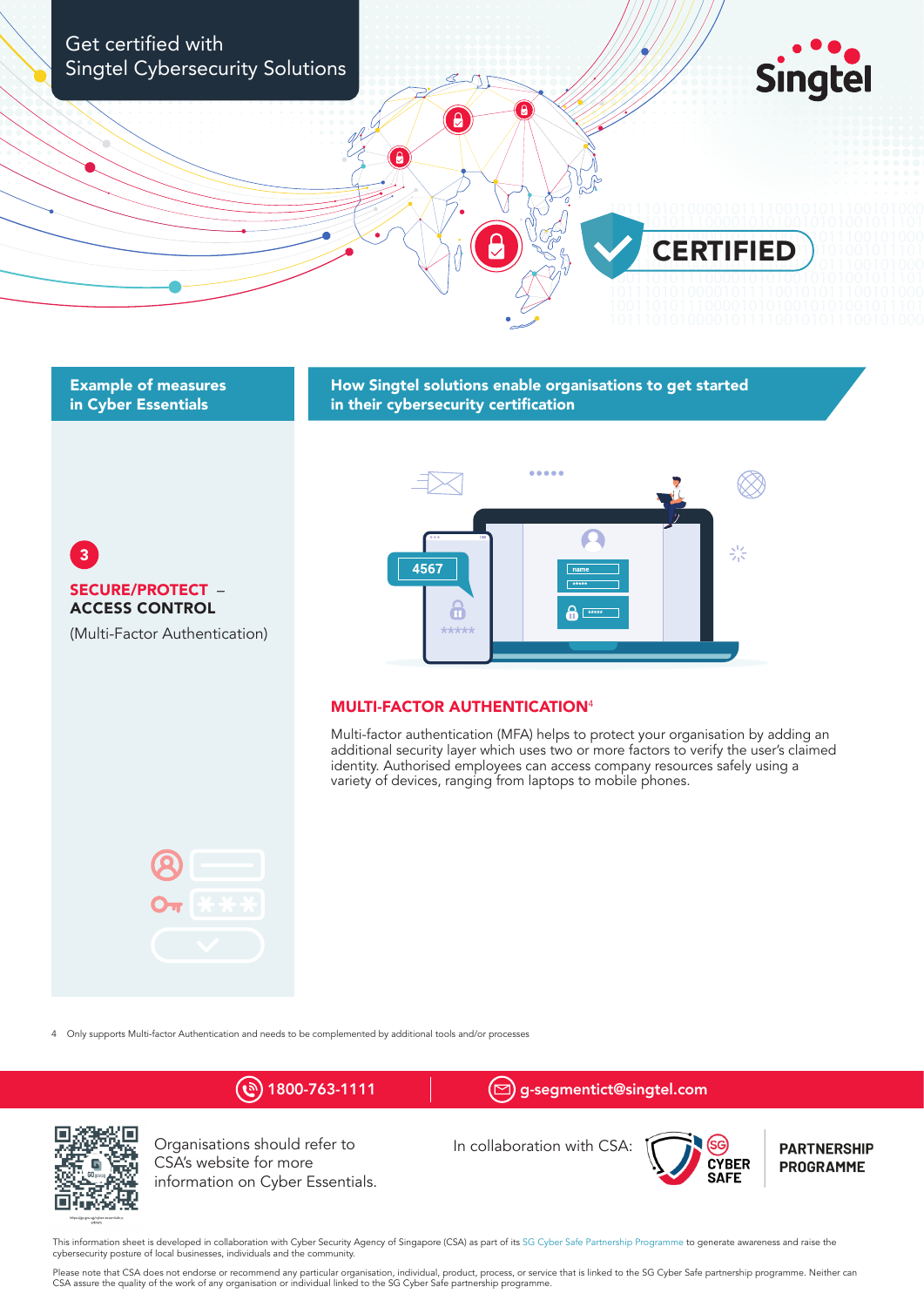Get certified with
Singtel Cybersecurity Solutions

CERTIFIED

| Example of measures in Cyber Essentials | How Singtel solutions enable organisations to get started in their cybersecurity certification |
|---|---|
| **3** **SECURE/PROTECT – ACCESS CONTROL** (Multi-Factor Authentication) | **MULTI-FACTOR AUTHENTICATION[4]** Multi-factor authentication (MFA) helps to protect your organisation by adding an additional security layer which uses two or more factors to verify the user's claimed identity. Authorised employees can access company resources safely using a variety of devices, ranging from laptops to mobile phones. |

4 Only supports Multi-factor Authentication and needs to be complemented by additional tools and/or processes

1800-763-1111 | g-segmentict@singtel.com

Organisations should refer to CSA's website for more information on Cyber Essentials.

In collaboration with CSA: SG CYBER SAFE PARTNERSHIP PROGRAMME

This information sheet is developed in collaboration with Cyber Security Agency of Singapore (CSA) as part of its SG Cyber Safe Partnership Programme to generate awareness and raise the cybersecurity posture of local businesses, individuals and the community.

Please note that CSA does not endorse or recommend any particular organisation, individual, product, process, or service that is linked to the SG Cyber Safe partnership programme. Neither can CSA assure the quality of the work of any organisation or individual linked to the SG Cyber Safe partnership programme.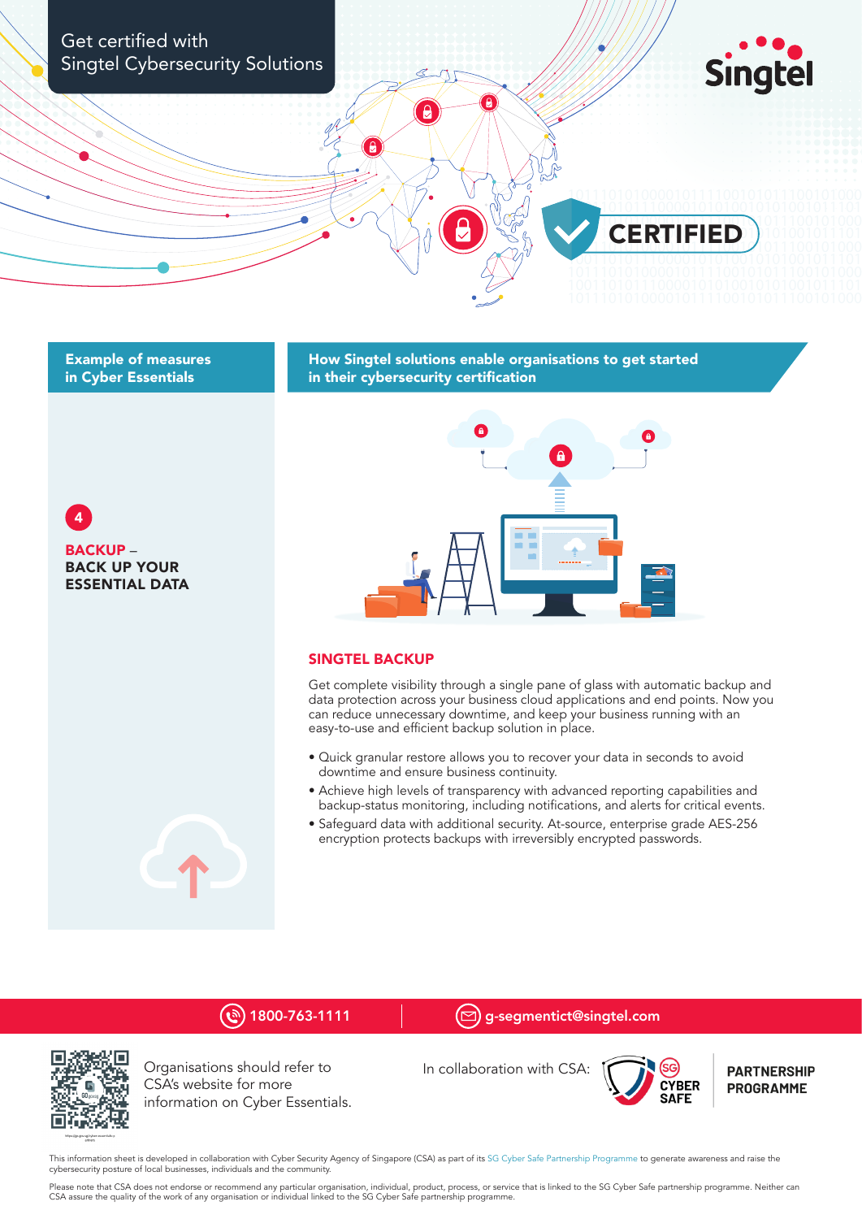Get certified with
Singtel Cybersecurity Solutions

CERTIFIED

| Example of measures in Cyber Essentials | How Singtel solutions enable organisations to get started in their cybersecurity certification |
|---|---|

**4**

**BACKUP – BACK UP YOUR ESSENTIAL DATA**

### SINGTEL BACKUP

Get complete visibility through a single pane of glass with automatic backup and data protection across your business cloud applications and end points. Now you can reduce unnecessary downtime, and keep your business running with an easy-to-use and efficient backup solution in place.

- Quick granular restore allows you to recover your data in seconds to avoid downtime and ensure business continuity.
- Achieve high levels of transparency with advanced reporting capabilities and backup-status monitoring, including notifications, and alerts for critical events.
- Safeguard data with additional security. At-source, enterprise grade AES-256 encryption protects backups with irreversibly encrypted passwords.

1800-763-1111 | g-segmentict@singtel.com

Organisations should refer to CSA's website for more information on Cyber Essentials.

In collaboration with CSA: SG CYBER SAFE PARTNERSHIP PROGRAMME

This information sheet is developed in collaboration with Cyber Security Agency of Singapore (CSA) as part of its SG Cyber Safe Partnership Programme to generate awareness and raise the cybersecurity posture of local businesses, individuals and the community.

Please note that CSA does not endorse or recommend any particular organisation, individual, product, process, or service that is linked to the SG Cyber Safe partnership programme. Neither can CSA assure the quality of the work of any organisation or individual linked to the SG Cyber Safe partnership programme.